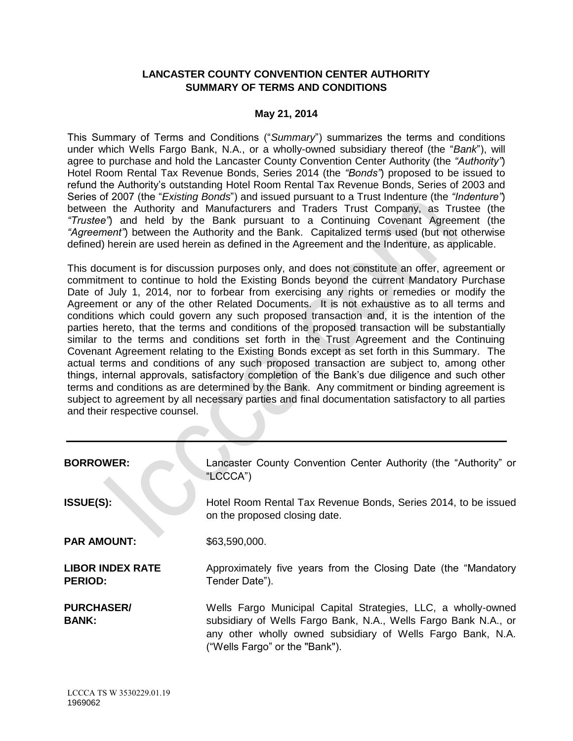**LANCASTER COUNTY CONVENTION CENTER AUTHORITY**
**SUMMARY OF TERMS AND CONDITIONS**

**May 21, 2014**

This Summary of Terms and Conditions ("*Summary*") summarizes the terms and conditions under which Wells Fargo Bank, N.A., or a wholly-owned subsidiary thereof (the "*Bank*"), will agree to purchase and hold the Lancaster County Convention Center Authority (the *"Authority"*) Hotel Room Rental Tax Revenue Bonds, Series 2014 (the *"Bonds"*) proposed to be issued to refund the Authority's outstanding Hotel Room Rental Tax Revenue Bonds, Series of 2003 and Series of 2007 (the "*Existing Bonds*") and issued pursuant to a Trust Indenture (the *"Indenture"*) between the Authority and Manufacturers and Traders Trust Company, as Trustee (the *"Trustee"*) and held by the Bank pursuant to a Continuing Covenant Agreement (the *"Agreement"*) between the Authority and the Bank. Capitalized terms used (but not otherwise defined) herein are used herein as defined in the Agreement and the Indenture, as applicable.

This document is for discussion purposes only, and does not constitute an offer, agreement or commitment to continue to hold the Existing Bonds beyond the current Mandatory Purchase Date of July 1, 2014, nor to forbear from exercising any rights or remedies or modify the Agreement or any of the other Related Documents. It is not exhaustive as to all terms and conditions which could govern any such proposed transaction and, it is the intention of the parties hereto, that the terms and conditions of the proposed transaction will be substantially similar to the terms and conditions set forth in the Trust Agreement and the Continuing Covenant Agreement relating to the Existing Bonds except as set forth in this Summary. The actual terms and conditions of any such proposed transaction are subject to, among other things, internal approvals, satisfactory completion of the Bank's due diligence and such other terms and conditions as are determined by the Bank. Any commitment or binding agreement is subject to agreement by all necessary parties and final documentation satisfactory to all parties and their respective counsel.

---

**BORROWER:** Lancaster County Convention Center Authority (the "Authority" or "LCCCA")

**ISSUE(S):** Hotel Room Rental Tax Revenue Bonds, Series 2014, to be issued on the proposed closing date.

**PAR AMOUNT:** $63,590,000.

**LIBOR INDEX RATE PERIOD:** Approximately five years from the Closing Date (the "Mandatory Tender Date").

**PURCHASER/ BANK:** Wells Fargo Municipal Capital Strategies, LLC, a wholly-owned subsidiary of Wells Fargo Bank, N.A., Wells Fargo Bank N.A., or any other wholly owned subsidiary of Wells Fargo Bank, N.A. ("Wells Fargo" or the "Bank").

LCCCA TS W 3530229.01.19
1969062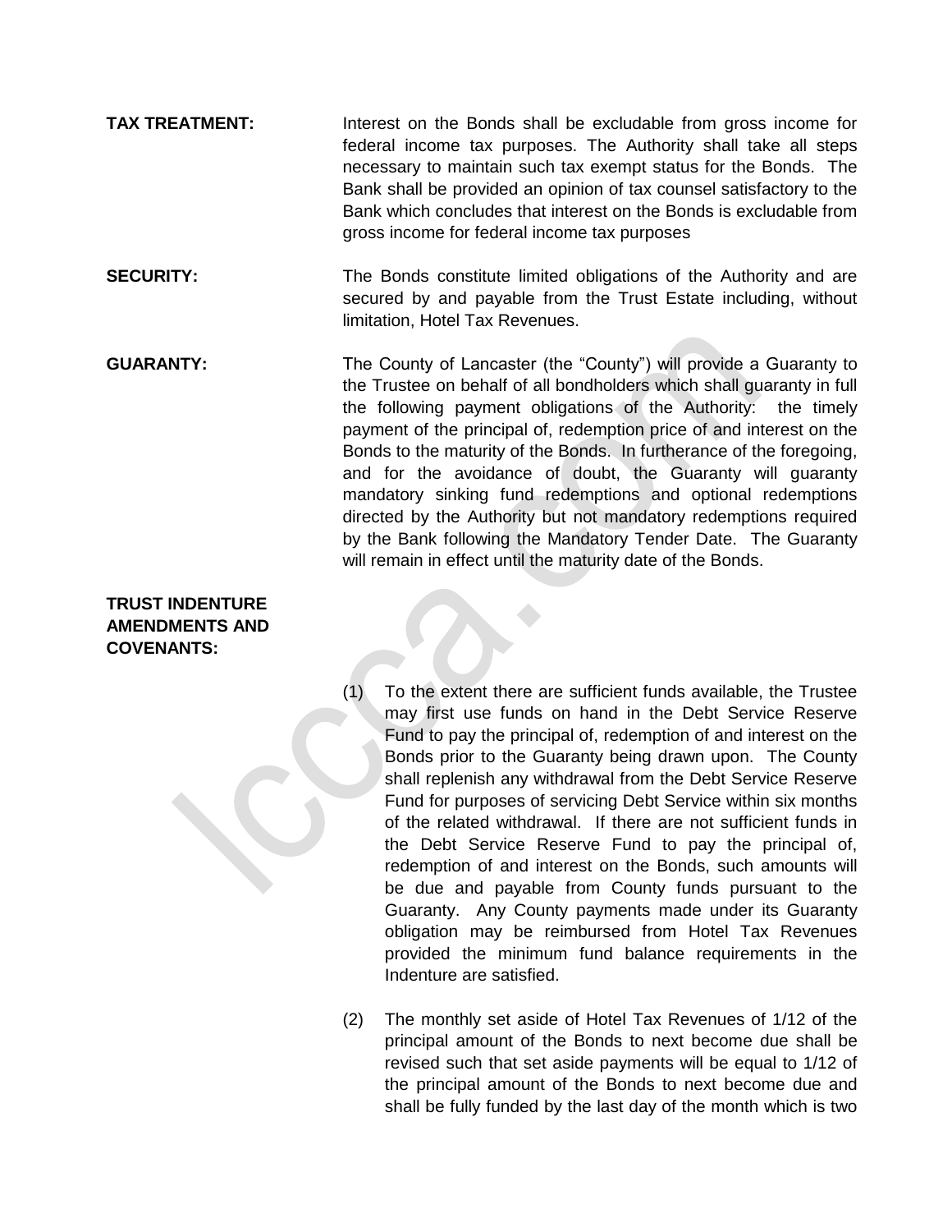**TAX TREATMENT:** Interest on the Bonds shall be excludable from gross income for federal income tax purposes. The Authority shall take all steps necessary to maintain such tax exempt status for the Bonds. The Bank shall be provided an opinion of tax counsel satisfactory to the Bank which concludes that interest on the Bonds is excludable from gross income for federal income tax purposes

**SECURITY:** The Bonds constitute limited obligations of the Authority and are secured by and payable from the Trust Estate including, without limitation, Hotel Tax Revenues.

**GUARANTY:** The County of Lancaster (the "County") will provide a Guaranty to the Trustee on behalf of all bondholders which shall guaranty in full the following payment obligations of the Authority: the timely payment of the principal of, redemption price of and interest on the Bonds to the maturity of the Bonds. In furtherance of the foregoing, and for the avoidance of doubt, the Guaranty will guaranty mandatory sinking fund redemptions and optional redemptions directed by the Authority but not mandatory redemptions required by the Bank following the Mandatory Tender Date. The Guaranty will remain in effect until the maturity date of the Bonds.

**TRUST INDENTURE AMENDMENTS AND COVENANTS:**

(1) To the extent there are sufficient funds available, the Trustee may first use funds on hand in the Debt Service Reserve Fund to pay the principal of, redemption of and interest on the Bonds prior to the Guaranty being drawn upon. The County shall replenish any withdrawal from the Debt Service Reserve Fund for purposes of servicing Debt Service within six months of the related withdrawal. If there are not sufficient funds in the Debt Service Reserve Fund to pay the principal of, redemption of and interest on the Bonds, such amounts will be due and payable from County funds pursuant to the Guaranty. Any County payments made under its Guaranty obligation may be reimbursed from Hotel Tax Revenues provided the minimum fund balance requirements in the Indenture are satisfied.

(2) The monthly set aside of Hotel Tax Revenues of 1/12 of the principal amount of the Bonds to next become due shall be revised such that set aside payments will be equal to 1/12 of the principal amount of the Bonds to next become due and shall be fully funded by the last day of the month which is two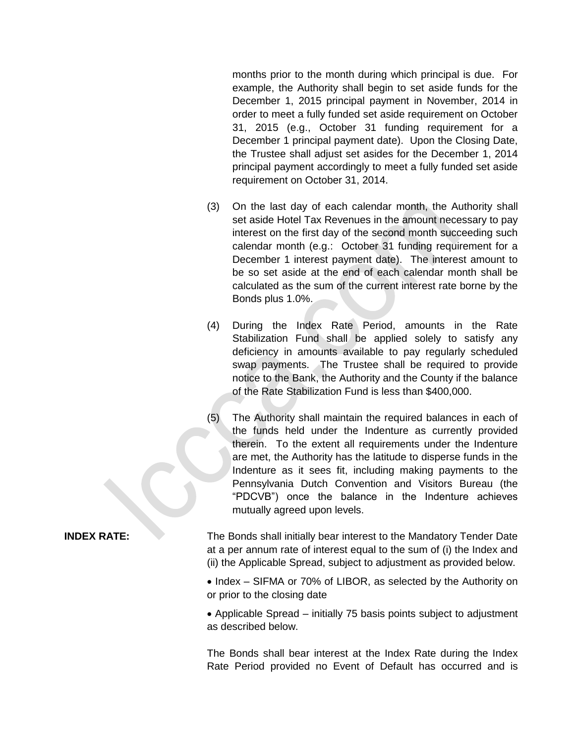months prior to the month during which principal is due. For example, the Authority shall begin to set aside funds for the December 1, 2015 principal payment in November, 2014 in order to meet a fully funded set aside requirement on October 31, 2015 (e.g., October 31 funding requirement for a December 1 principal payment date). Upon the Closing Date, the Trustee shall adjust set asides for the December 1, 2014 principal payment accordingly to meet a fully funded set aside requirement on October 31, 2014.

(3) On the last day of each calendar month, the Authority shall set aside Hotel Tax Revenues in the amount necessary to pay interest on the first day of the second month succeeding such calendar month (e.g.: October 31 funding requirement for a December 1 interest payment date). The interest amount to be so set aside at the end of each calendar month shall be calculated as the sum of the current interest rate borne by the Bonds plus 1.0%.

(4) During the Index Rate Period, amounts in the Rate Stabilization Fund shall be applied solely to satisfy any deficiency in amounts available to pay regularly scheduled swap payments. The Trustee shall be required to provide notice to the Bank, the Authority and the County if the balance of the Rate Stabilization Fund is less than $400,000.

(5) The Authority shall maintain the required balances in each of the funds held under the Indenture as currently provided therein. To the extent all requirements under the Indenture are met, the Authority has the latitude to disperse funds in the Indenture as it sees fit, including making payments to the Pennsylvania Dutch Convention and Visitors Bureau (the "PDCVB") once the balance in the Indenture achieves mutually agreed upon levels.

**INDEX RATE:**

The Bonds shall initially bear interest to the Mandatory Tender Date at a per annum rate of interest equal to the sum of (i) the Index and (ii) the Applicable Spread, subject to adjustment as provided below.

- Index – SIFMA or 70% of LIBOR, as selected by the Authority on or prior to the closing date
- Applicable Spread – initially 75 basis points subject to adjustment as described below.

The Bonds shall bear interest at the Index Rate during the Index Rate Period provided no Event of Default has occurred and is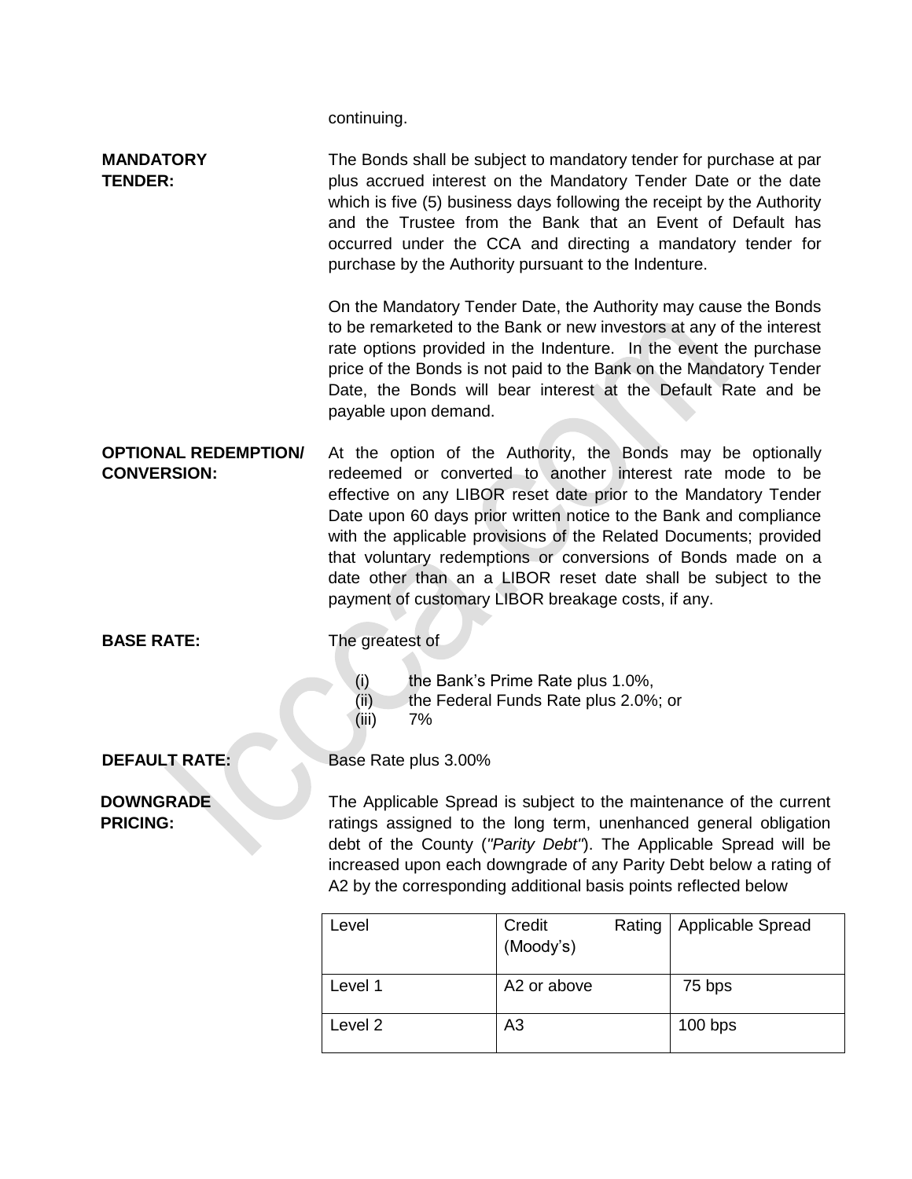continuing.

**MANDATORY TENDER:**

The Bonds shall be subject to mandatory tender for purchase at par plus accrued interest on the Mandatory Tender Date or the date which is five (5) business days following the receipt by the Authority and the Trustee from the Bank that an Event of Default has occurred under the CCA and directing a mandatory tender for purchase by the Authority pursuant to the Indenture.

On the Mandatory Tender Date, the Authority may cause the Bonds to be remarketed to the Bank or new investors at any of the interest rate options provided in the Indenture. In the event the purchase price of the Bonds is not paid to the Bank on the Mandatory Tender Date, the Bonds will bear interest at the Default Rate and be payable upon demand.

**OPTIONAL REDEMPTION/ CONVERSION:**

At the option of the Authority, the Bonds may be optionally redeemed or converted to another interest rate mode to be effective on any LIBOR reset date prior to the Mandatory Tender Date upon 60 days prior written notice to the Bank and compliance with the applicable provisions of the Related Documents; provided that voluntary redemptions or conversions of Bonds made on a date other than an a LIBOR reset date shall be subject to the payment of customary LIBOR breakage costs, if any.

**BASE RATE:**

The greatest of

(i) the Bank's Prime Rate plus 1.0%,
(ii) the Federal Funds Rate plus 2.0%; or
(iii) 7%

**DEFAULT RATE:**

Base Rate plus 3.00%

**DOWNGRADE PRICING:**

The Applicable Spread is subject to the maintenance of the current ratings assigned to the long term, unenhanced general obligation debt of the County (*"Parity Debt"*). The Applicable Spread will be increased upon each downgrade of any Parity Debt below a rating of A2 by the corresponding additional basis points reflected below

| Level | Credit Rating (Moody's) | Applicable Spread |
|---|---|---|
| Level 1 | A2 or above | 75 bps |
| Level 2 | A3 | 100 bps |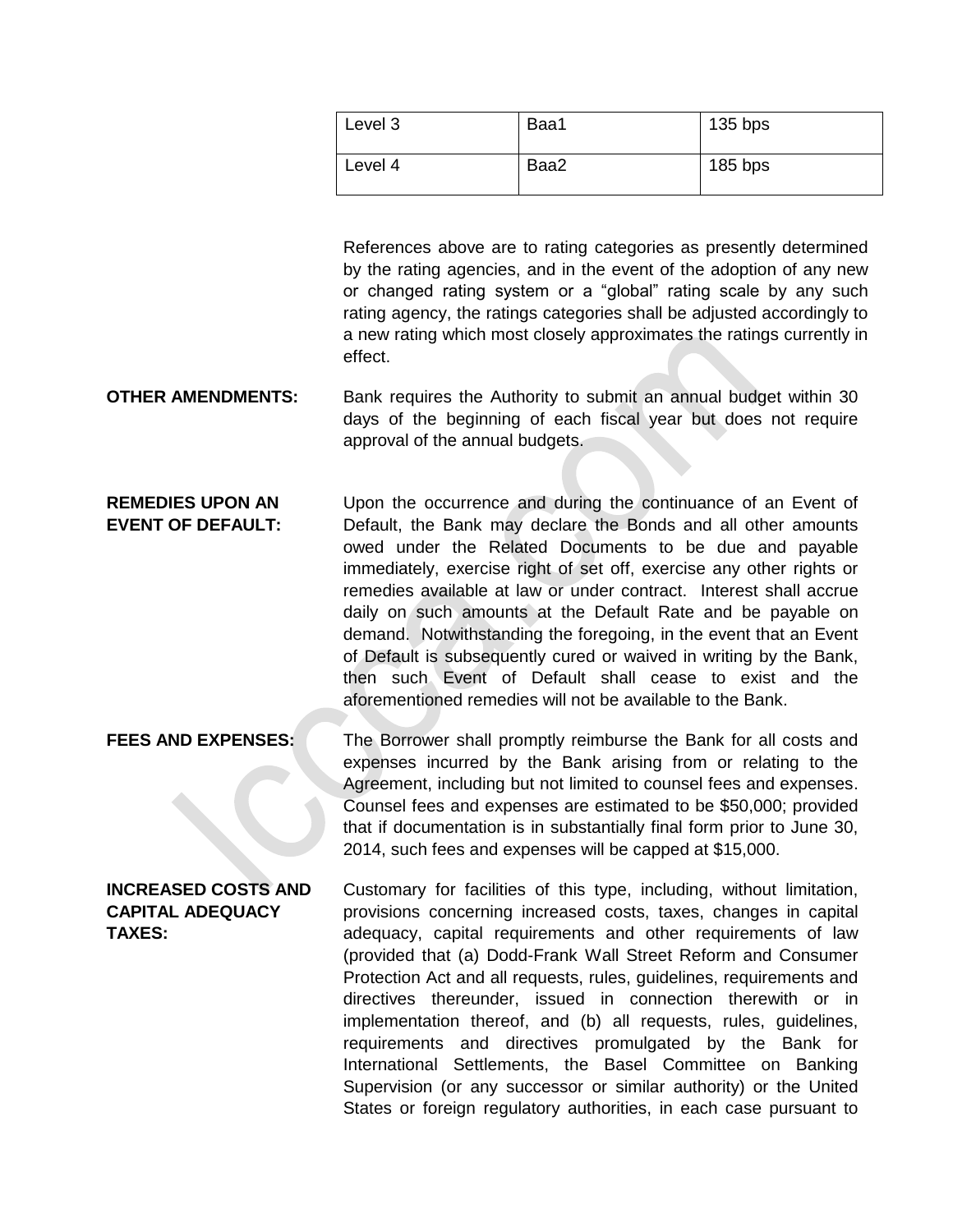| Level 3 | Baa1 | 135 bps |
|---|---|---|
| Level 4 | Baa2 | 185 bps |

References above are to rating categories as presently determined by the rating agencies, and in the event of the adoption of any new or changed rating system or a "global" rating scale by any such rating agency, the ratings categories shall be adjusted accordingly to a new rating which most closely approximates the ratings currently in effect.

**OTHER AMENDMENTS:** Bank requires the Authority to submit an annual budget within 30 days of the beginning of each fiscal year but does not require approval of the annual budgets.

**REMEDIES UPON AN EVENT OF DEFAULT:** Upon the occurrence and during the continuance of an Event of Default, the Bank may declare the Bonds and all other amounts owed under the Related Documents to be due and payable immediately, exercise right of set off, exercise any other rights or remedies available at law or under contract. Interest shall accrue daily on such amounts at the Default Rate and be payable on demand. Notwithstanding the foregoing, in the event that an Event of Default is subsequently cured or waived in writing by the Bank, then such Event of Default shall cease to exist and the aforementioned remedies will not be available to the Bank.

**FEES AND EXPENSES:** The Borrower shall promptly reimburse the Bank for all costs and expenses incurred by the Bank arising from or relating to the Agreement, including but not limited to counsel fees and expenses. Counsel fees and expenses are estimated to be $50,000; provided that if documentation is in substantially final form prior to June 30, 2014, such fees and expenses will be capped at $15,000.

**INCREASED COSTS AND CAPITAL ADEQUACY TAXES:** Customary for facilities of this type, including, without limitation, provisions concerning increased costs, taxes, changes in capital adequacy, capital requirements and other requirements of law (provided that (a) Dodd-Frank Wall Street Reform and Consumer Protection Act and all requests, rules, guidelines, requirements and directives thereunder, issued in connection therewith or in implementation thereof, and (b) all requests, rules, guidelines, requirements and directives promulgated by the Bank for International Settlements, the Basel Committee on Banking Supervision (or any successor or similar authority) or the United States or foreign regulatory authorities, in each case pursuant to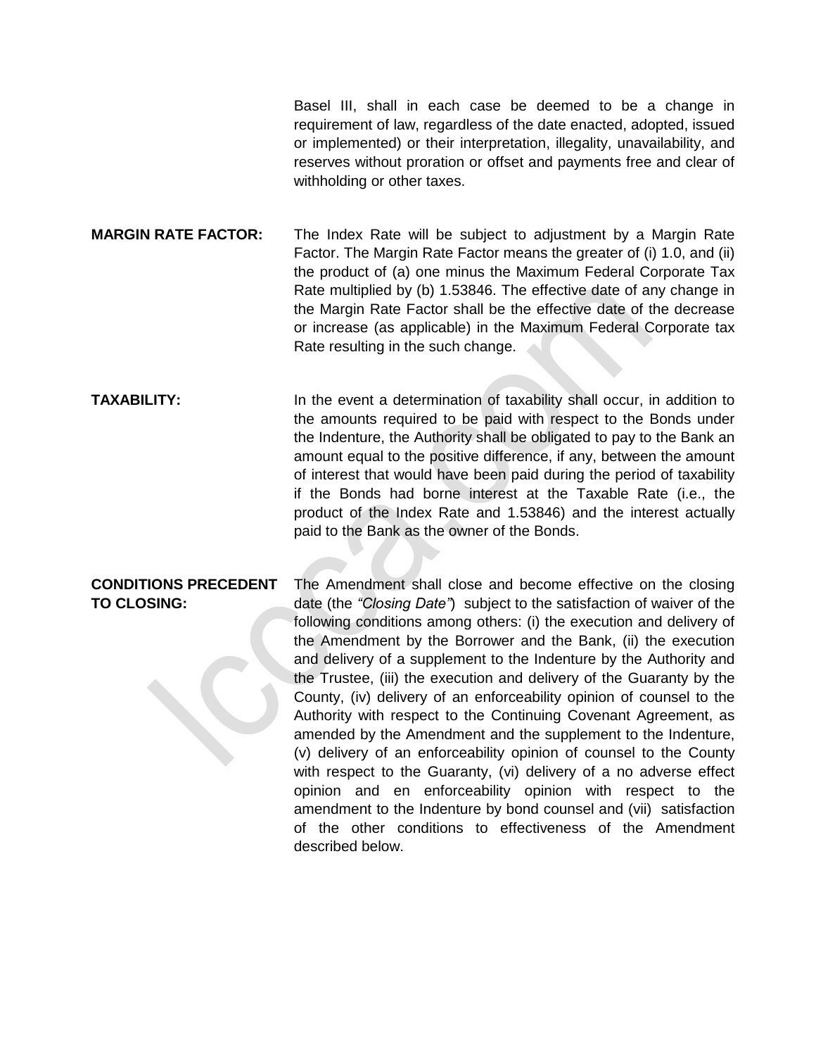Basel III, shall in each case be deemed to be a change in requirement of law, regardless of the date enacted, adopted, issued or implemented) or their interpretation, illegality, unavailability, and reserves without proration or offset and payments free and clear of withholding or other taxes.

**MARGIN RATE FACTOR:** The Index Rate will be subject to adjustment by a Margin Rate Factor. The Margin Rate Factor means the greater of (i) 1.0, and (ii) the product of (a) one minus the Maximum Federal Corporate Tax Rate multiplied by (b) 1.53846. The effective date of any change in the Margin Rate Factor shall be the effective date of the decrease or increase (as applicable) in the Maximum Federal Corporate tax Rate resulting in the such change.

**TAXABILITY:** In the event a determination of taxability shall occur, in addition to the amounts required to be paid with respect to the Bonds under the Indenture, the Authority shall be obligated to pay to the Bank an amount equal to the positive difference, if any, between the amount of interest that would have been paid during the period of taxability if the Bonds had borne interest at the Taxable Rate (i.e., the product of the Index Rate and 1.53846) and the interest actually paid to the Bank as the owner of the Bonds.

**CONDITIONS PRECEDENT TO CLOSING:** The Amendment shall close and become effective on the closing date (the *"Closing Date"*) subject to the satisfaction of waiver of the following conditions among others: (i) the execution and delivery of the Amendment by the Borrower and the Bank, (ii) the execution and delivery of a supplement to the Indenture by the Authority and the Trustee, (iii) the execution and delivery of the Guaranty by the County, (iv) delivery of an enforceability opinion of counsel to the Authority with respect to the Continuing Covenant Agreement, as amended by the Amendment and the supplement to the Indenture, (v) delivery of an enforceability opinion of counsel to the County with respect to the Guaranty, (vi) delivery of a no adverse effect opinion and en enforceability opinion with respect to the amendment to the Indenture by bond counsel and (vii) satisfaction of the other conditions to effectiveness of the Amendment described below.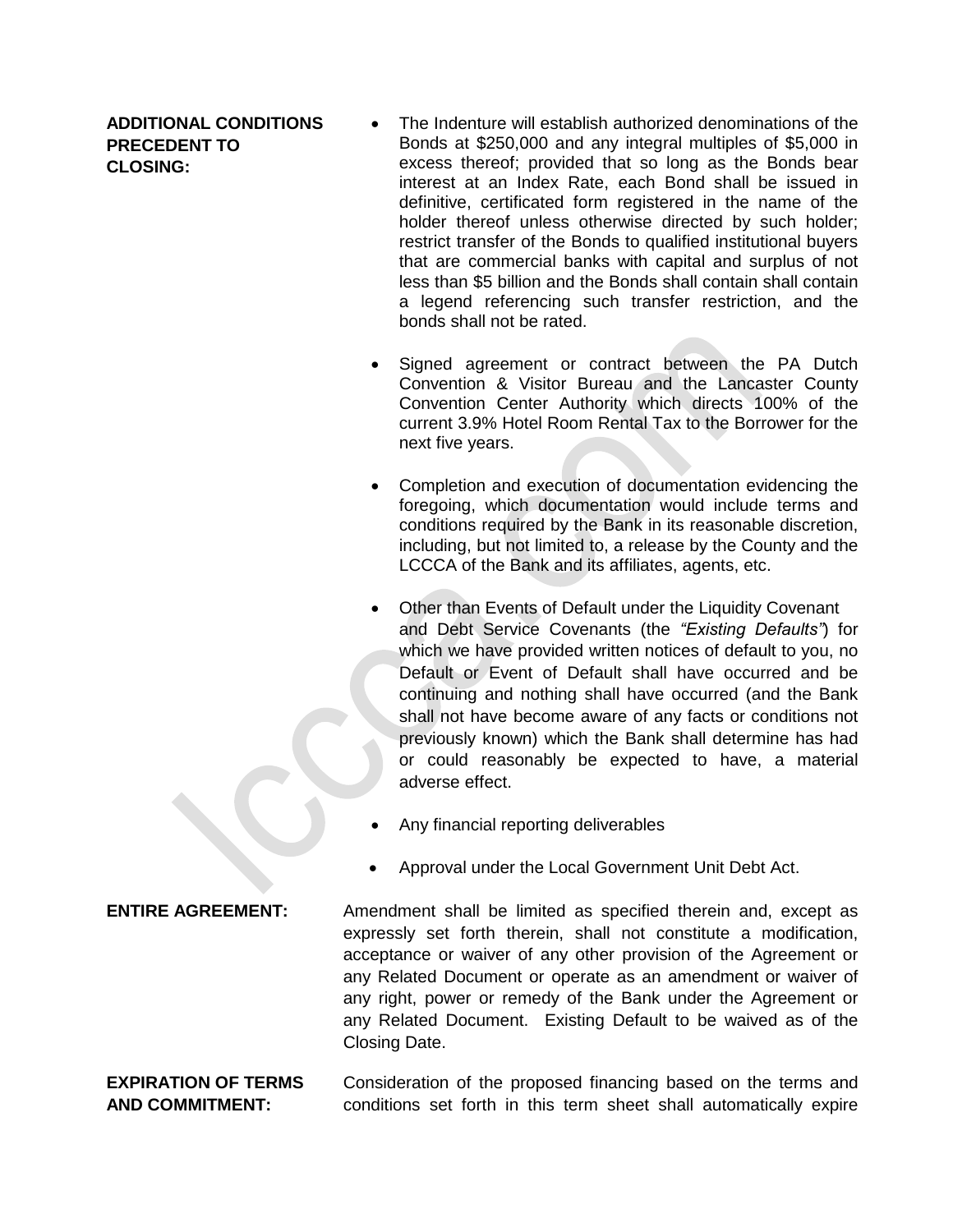**ADDITIONAL CONDITIONS PRECEDENT TO CLOSING:**

- The Indenture will establish authorized denominations of the Bonds at $250,000 and any integral multiples of $5,000 in excess thereof; provided that so long as the Bonds bear interest at an Index Rate, each Bond shall be issued in definitive, certificated form registered in the name of the holder thereof unless otherwise directed by such holder; restrict transfer of the Bonds to qualified institutional buyers that are commercial banks with capital and surplus of not less than $5 billion and the Bonds shall contain shall contain a legend referencing such transfer restriction, and the bonds shall not be rated.

- Signed agreement or contract between the PA Dutch Convention & Visitor Bureau and the Lancaster County Convention Center Authority which directs 100% of the current 3.9% Hotel Room Rental Tax to the Borrower for the next five years.

- Completion and execution of documentation evidencing the foregoing, which documentation would include terms and conditions required by the Bank in its reasonable discretion, including, but not limited to, a release by the County and the LCCCA of the Bank and its affiliates, agents, etc.

- Other than Events of Default under the Liquidity Covenant and Debt Service Covenants (the *"Existing Defaults"*) for which we have provided written notices of default to you, no Default or Event of Default shall have occurred and be continuing and nothing shall have occurred (and the Bank shall not have become aware of any facts or conditions not previously known) which the Bank shall determine has had or could reasonably be expected to have, a material adverse effect.

- Any financial reporting deliverables

- Approval under the Local Government Unit Debt Act.

**ENTIRE AGREEMENT:** Amendment shall be limited as specified therein and, except as expressly set forth therein, shall not constitute a modification, acceptance or waiver of any other provision of the Agreement or any Related Document or operate as an amendment or waiver of any right, power or remedy of the Bank under the Agreement or any Related Document. Existing Default to be waived as of the Closing Date.

**EXPIRATION OF TERMS AND COMMITMENT:** Consideration of the proposed financing based on the terms and conditions set forth in this term sheet shall automatically expire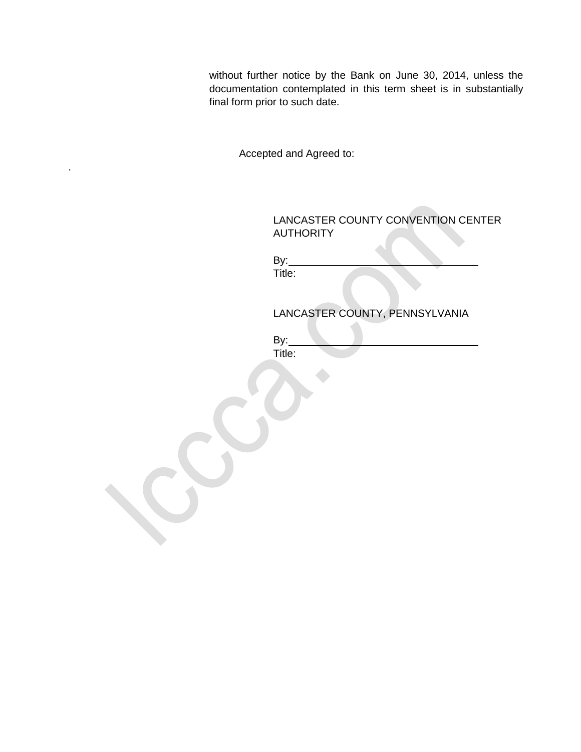without further notice by the Bank on June 30, 2014, unless the documentation contemplated in this term sheet is in substantially final form prior to such date.

Accepted and Agreed to:

.

LANCASTER COUNTY CONVENTION CENTER AUTHORITY

By:\_\_\_\_\_\_\_\_\_\_\_\_\_\_\_\_\_\_\_\_\_\_\_\_\_\_\_\_\_\_\_\_\_\_
Title:

LANCASTER COUNTY, PENNSYLVANIA

By:\_\_\_\_\_\_\_\_\_\_\_\_\_\_\_\_\_\_\_\_\_\_\_\_\_\_\_\_\_\_\_\_\_\_
Title: